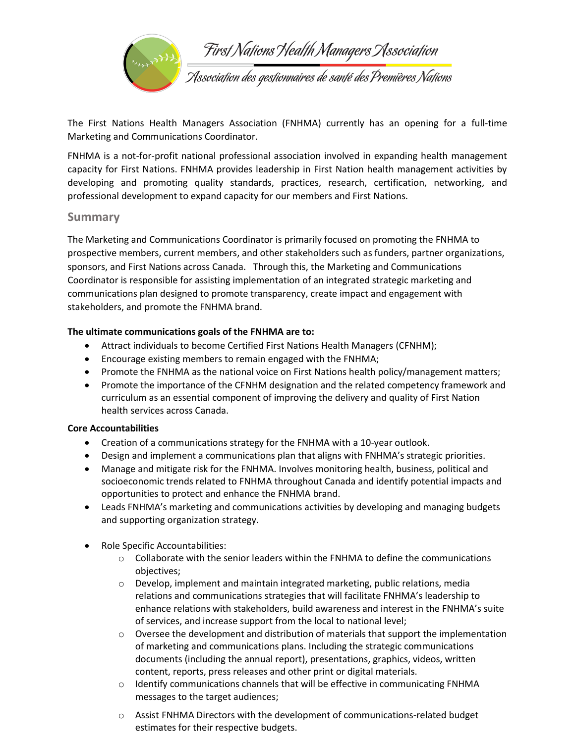First Nations Health Managers Association

Association des gestionnaires de santé des Premières Nations

The First Nations Health Managers Association (FNHMA) currently has an opening for a full-time Marketing and Communications Coordinator.

FNHMA is a not-for-profit national professional association involved in expanding health management capacity for First Nations. FNHMA provides leadership in First Nation health management activities by developing and promoting quality standards, practices, research, certification, networking, and professional development to expand capacity for our members and First Nations.

## Summary

The Marketing and Communications Coordinator is primarily focused on promoting the FNHMA to prospective members, current members, and other stakeholders such as funders, partner organizations, sponsors, and First Nations across Canada. Through this, the Marketing and Communications Coordinator is responsible for assisting implementation of an integrated strategic marketing and communications plan designed to promote transparency, create impact and engagement with stakeholders, and promote the FNHMA brand.

**The ultimate communications goals of the FNHMA are to:**

- Attract individuals to become Certified First Nations Health Managers (CFNHM);
- Encourage existing members to remain engaged with the FNHMA;
- Promote the FNHMA as the national voice on First Nations health policy/management matters;
- Promote the importance of the CFNHM designation and the related competency framework and curriculum as an essential component of improving the delivery and quality of First Nation health services across Canada.

**Core Accountabilities**

- Creation of a communications strategy for the FNHMA with a 10-year outlook.
- Design and implement a communications plan that aligns with FNHMA's strategic priorities.
- Manage and mitigate risk for the FNHMA. Involves monitoring health, business, political and socioeconomic trends related to FNHMA throughout Canada and identify potential impacts and opportunities to protect and enhance the FNHMA brand.
- Leads FNHMA's marketing and communications activities by developing and managing budgets and supporting organization strategy.

- Role Specific Accountabilities:
  - Collaborate with the senior leaders within the FNHMA to define the communications objectives;
  - Develop, implement and maintain integrated marketing, public relations, media relations and communications strategies that will facilitate FNHMA's leadership to enhance relations with stakeholders, build awareness and interest in the FNHMA's suite of services, and increase support from the local to national level;
  - Oversee the development and distribution of materials that support the implementation of marketing and communications plans. Including the strategic communications documents (including the annual report), presentations, graphics, videos, written content, reports, press releases and other print or digital materials.
  - Identify communications channels that will be effective in communicating FNHMA messages to the target audiences;
  - Assist FNHMA Directors with the development of communications-related budget estimates for their respective budgets.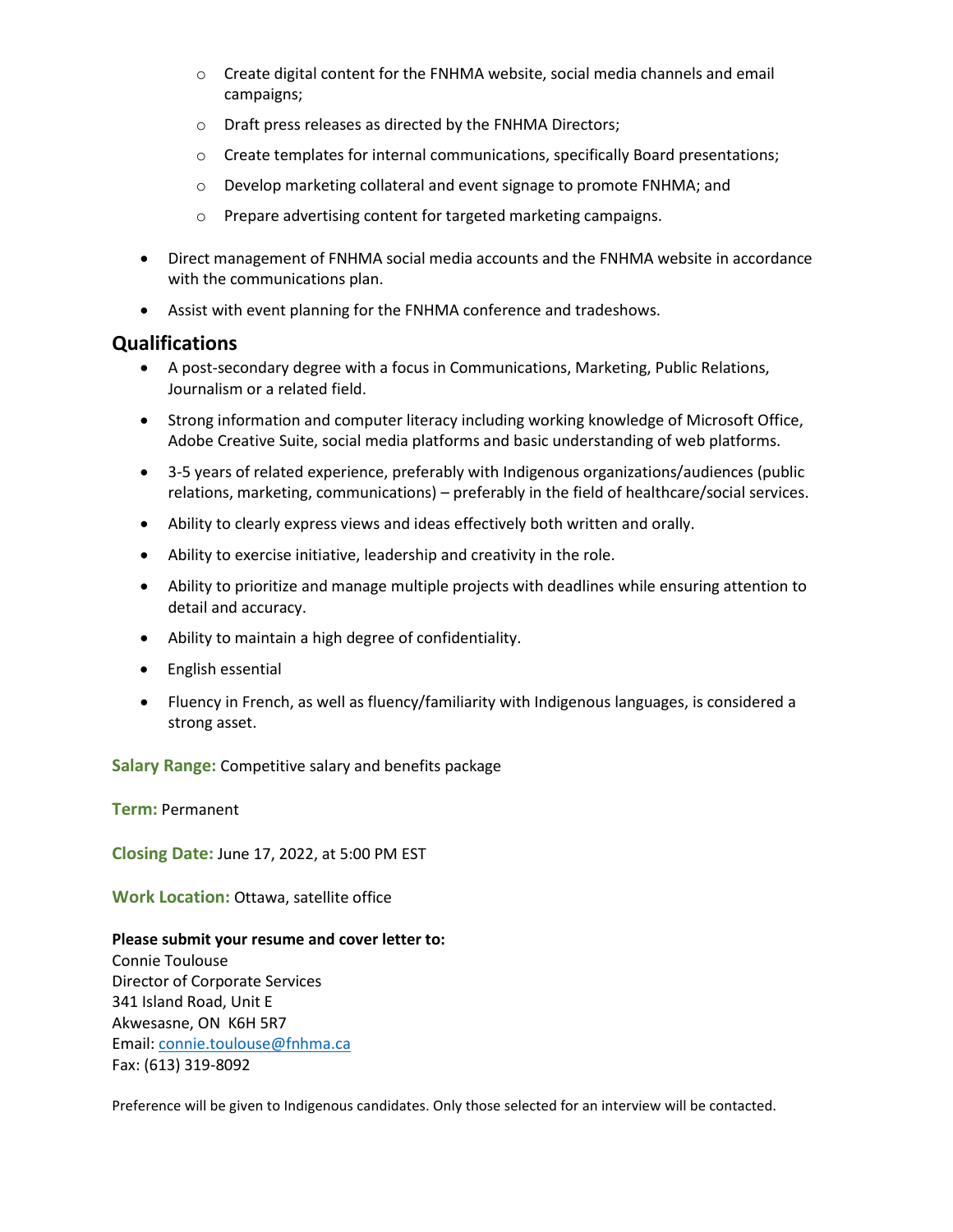- Create digital content for the FNHMA website, social media channels and email campaigns;
    - Draft press releases as directed by the FNHMA Directors;
    - Create templates for internal communications, specifically Board presentations;
    - Develop marketing collateral and event signage to promote FNHMA; and
    - Prepare advertising content for targeted marketing campaigns.
- Direct management of FNHMA social media accounts and the FNHMA website in accordance with the communications plan.
- Assist with event planning for the FNHMA conference and tradeshows.

## Qualifications

- A post-secondary degree with a focus in Communications, Marketing, Public Relations, Journalism or a related field.
- Strong information and computer literacy including working knowledge of Microsoft Office, Adobe Creative Suite, social media platforms and basic understanding of web platforms.
- 3-5 years of related experience, preferably with Indigenous organizations/audiences (public relations, marketing, communications) – preferably in the field of healthcare/social services.
- Ability to clearly express views and ideas effectively both written and orally.
- Ability to exercise initiative, leadership and creativity in the role.
- Ability to prioritize and manage multiple projects with deadlines while ensuring attention to detail and accuracy.
- Ability to maintain a high degree of confidentiality.
- English essential
- Fluency in French, as well as fluency/familiarity with Indigenous languages, is considered a strong asset.

**Salary Range:** Competitive salary and benefits package

**Term:** Permanent

**Closing Date:** June 17, 2022, at 5:00 PM EST

**Work Location:** Ottawa, satellite office

**Please submit your resume and cover letter to:**
Connie Toulouse
Director of Corporate Services
341 Island Road, Unit E
Akwesasne, ON K6H 5R7
Email: connie.toulouse@fnhma.ca
Fax: (613) 319-8092

Preference will be given to Indigenous candidates. Only those selected for an interview will be contacted.